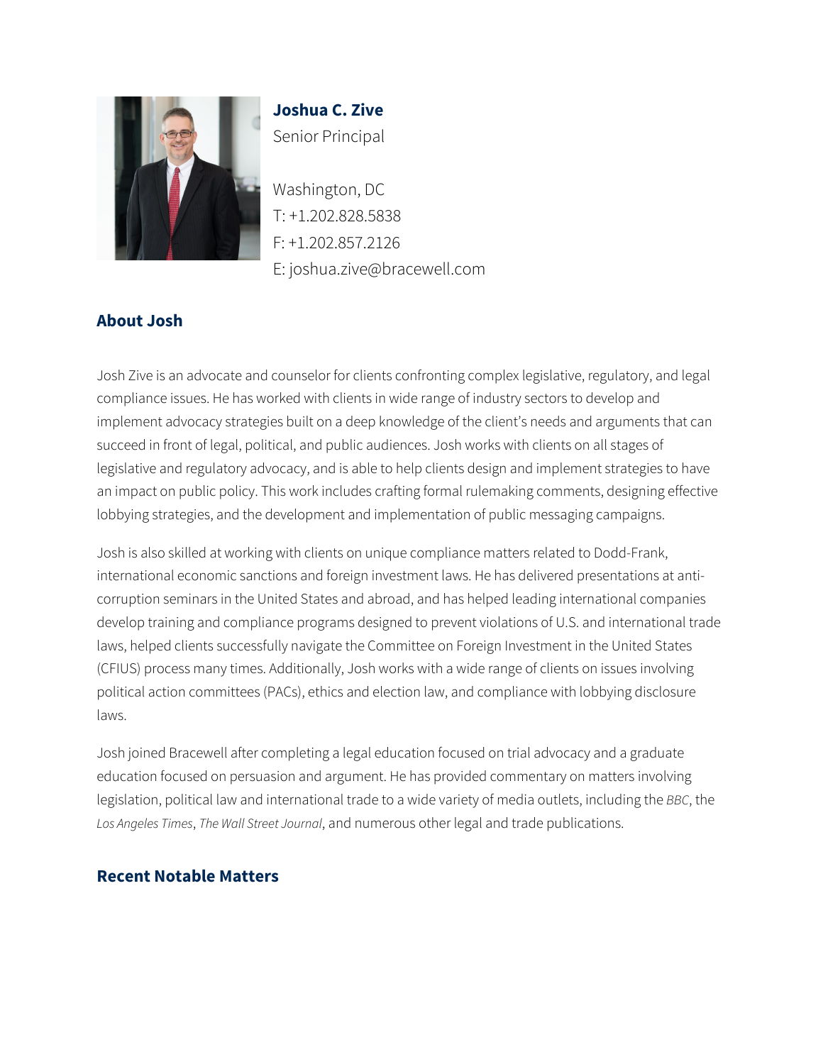# Joshua C. Zive

Senior Principal

Washington, DC
T: +1.202.828.5838
F: +1.202.857.2126
E: joshua.zive@bracewell.com

## About Josh

Josh Zive is an advocate and counselor for clients confronting complex legislative, regulatory, and legal compliance issues. He has worked with clients in wide range of industry sectors to develop and implement advocacy strategies built on a deep knowledge of the client's needs and arguments that can succeed in front of legal, political, and public audiences. Josh works with clients on all stages of legislative and regulatory advocacy, and is able to help clients design and implement strategies to have an impact on public policy. This work includes crafting formal rulemaking comments, designing effective lobbying strategies, and the development and implementation of public messaging campaigns.

Josh is also skilled at working with clients on unique compliance matters related to Dodd-Frank, international economic sanctions and foreign investment laws. He has delivered presentations at anti-corruption seminars in the United States and abroad, and has helped leading international companies develop training and compliance programs designed to prevent violations of U.S. and international trade laws, helped clients successfully navigate the Committee on Foreign Investment in the United States (CFIUS) process many times. Additionally, Josh works with a wide range of clients on issues involving political action committees (PACs), ethics and election law, and compliance with lobbying disclosure laws.

Josh joined Bracewell after completing a legal education focused on trial advocacy and a graduate education focused on persuasion and argument. He has provided commentary on matters involving legislation, political law and international trade to a wide variety of media outlets, including the *BBC*, the *Los Angeles Times*, *The Wall Street Journal*, and numerous other legal and trade publications.

## Recent Notable Matters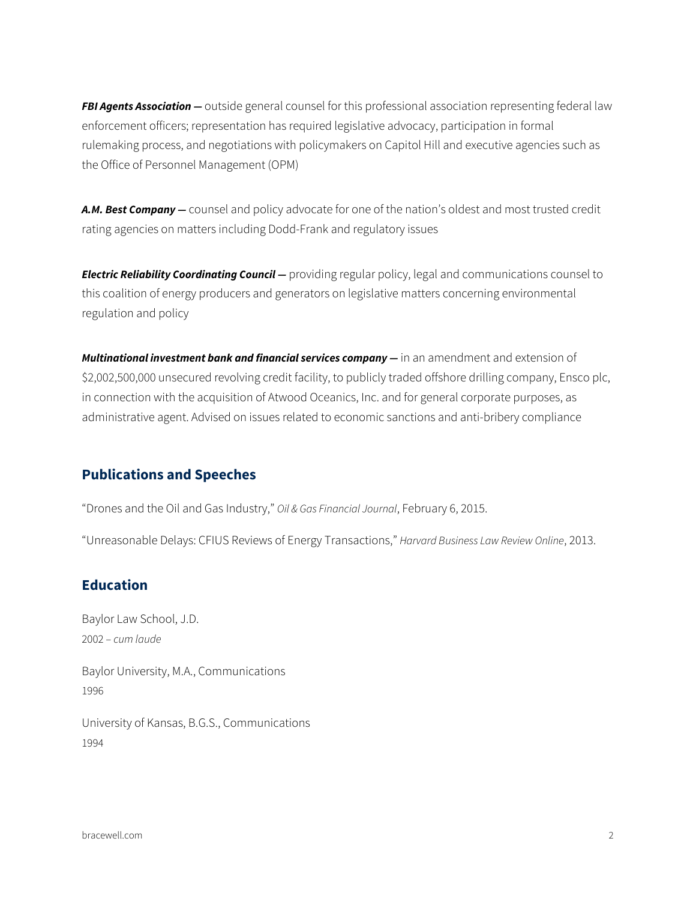***FBI Agents Association —*** outside general counsel for this professional association representing federal law enforcement officers; representation has required legislative advocacy, participation in formal rulemaking process, and negotiations with policymakers on Capitol Hill and executive agencies such as the Office of Personnel Management (OPM)

***A.M. Best Company —*** counsel and policy advocate for one of the nation's oldest and most trusted credit rating agencies on matters including Dodd-Frank and regulatory issues

***Electric Reliability Coordinating Council —*** providing regular policy, legal and communications counsel to this coalition of energy producers and generators on legislative matters concerning environmental regulation and policy

***Multinational investment bank and financial services company —*** in an amendment and extension of $2,002,500,000 unsecured revolving credit facility, to publicly traded offshore drilling company, Ensco plc, in connection with the acquisition of Atwood Oceanics, Inc. and for general corporate purposes, as administrative agent. Advised on issues related to economic sanctions and anti-bribery compliance

## Publications and Speeches

"Drones and the Oil and Gas Industry," *Oil & Gas Financial Journal*, February 6, 2015.

"Unreasonable Delays: CFIUS Reviews of Energy Transactions," *Harvard Business Law Review Online*, 2013.

## Education

Baylor Law School, J.D.
2002 – *cum laude*

Baylor University, M.A., Communications
1996

University of Kansas, B.G.S., Communications
1994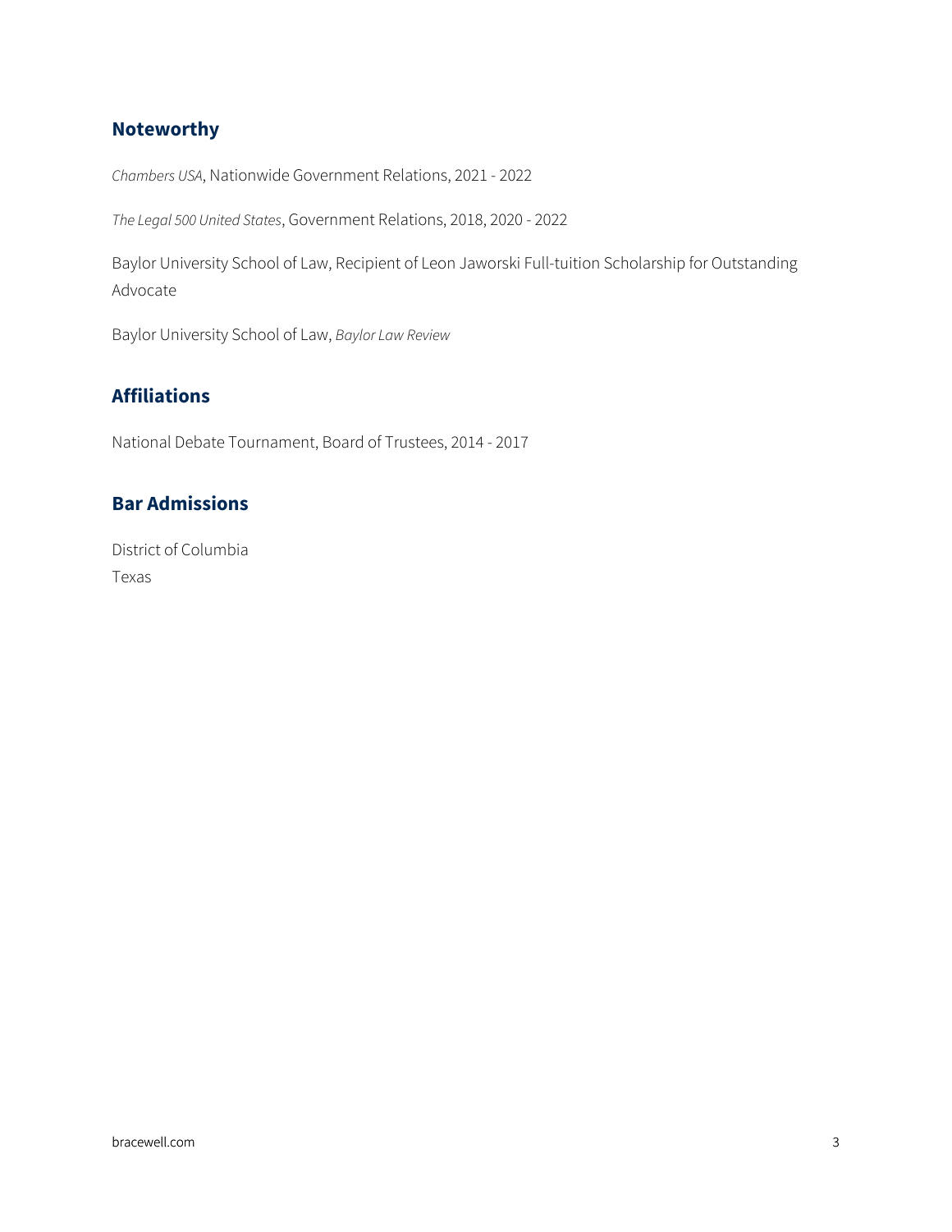## Noteworthy

*Chambers USA*, Nationwide Government Relations, 2021 - 2022

*The Legal 500 United States*, Government Relations, 2018, 2020 - 2022

Baylor University School of Law, Recipient of Leon Jaworski Full-tuition Scholarship for Outstanding Advocate

Baylor University School of Law, *Baylor Law Review*

## Affiliations

National Debate Tournament, Board of Trustees, 2014 - 2017

## Bar Admissions

District of Columbia
Texas